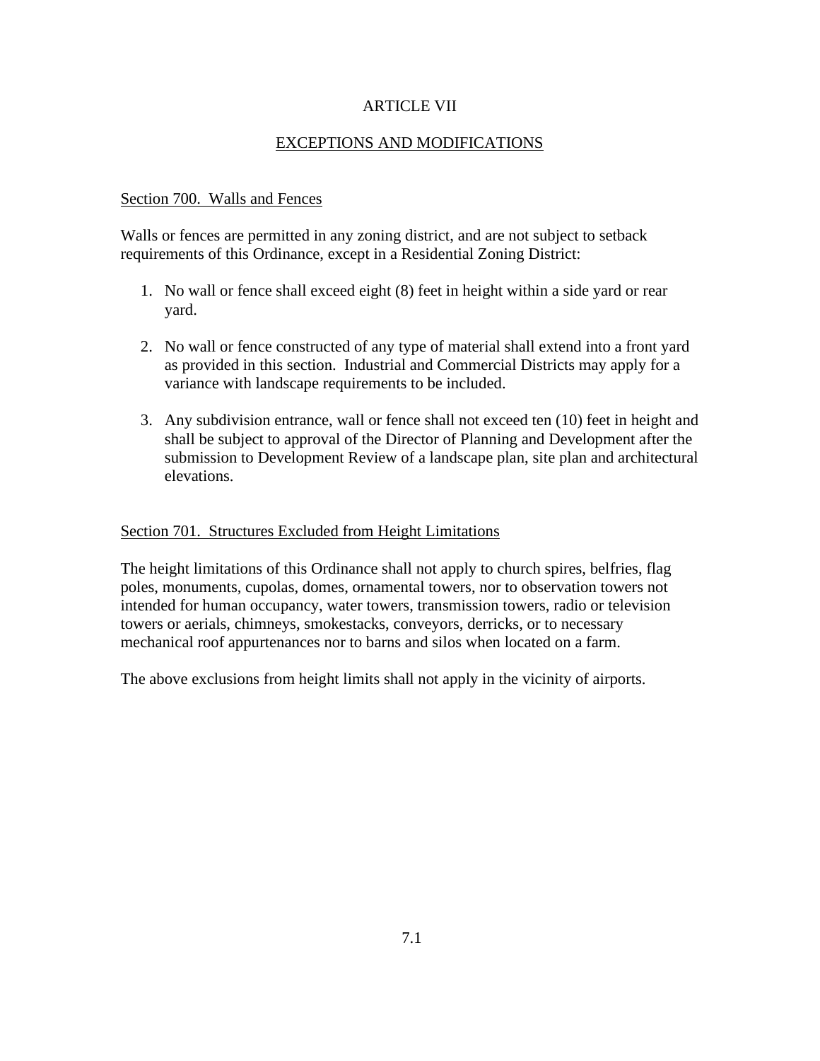# ARTICLE VII

## EXCEPTIONS AND MODIFICATIONS

### Section 700. Walls and Fences

Walls or fences are permitted in any zoning district, and are not subject to setback requirements of this Ordinance, except in a Residential Zoning District:

1. No wall or fence shall exceed eight (8) feet in height within a side yard or rear yard.

2. No wall or fence constructed of any type of material shall extend into a front yard as provided in this section. Industrial and Commercial Districts may apply for a variance with landscape requirements to be included.

3. Any subdivision entrance, wall or fence shall not exceed ten (10) feet in height and shall be subject to approval of the Director of Planning and Development after the submission to Development Review of a landscape plan, site plan and architectural elevations.

### Section 701. Structures Excluded from Height Limitations

The height limitations of this Ordinance shall not apply to church spires, belfries, flag poles, monuments, cupolas, domes, ornamental towers, nor to observation towers not intended for human occupancy, water towers, transmission towers, radio or television towers or aerials, chimneys, smokestacks, conveyors, derricks, or to necessary mechanical roof appurtenances nor to barns and silos when located on a farm.

The above exclusions from height limits shall not apply in the vicinity of airports.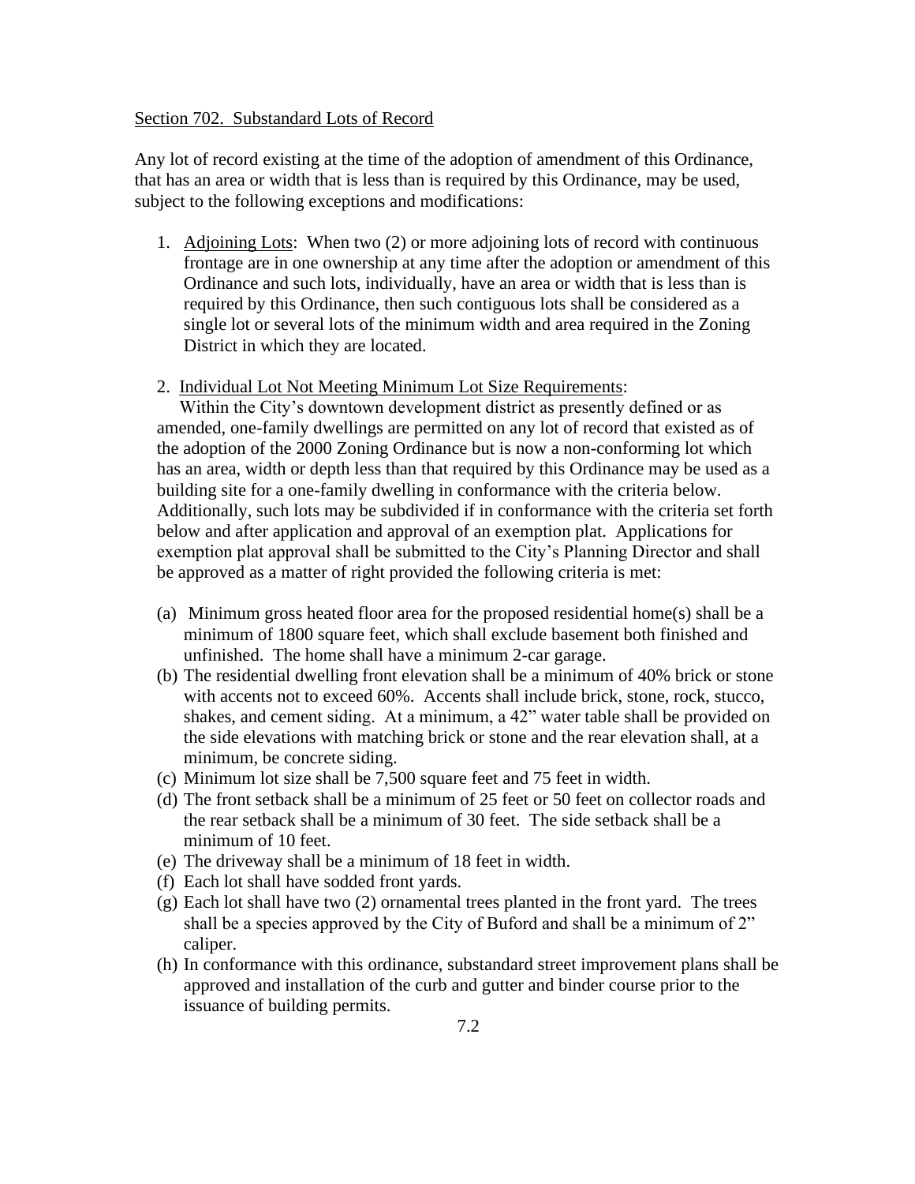Section 702. Substandard Lots of Record

Any lot of record existing at the time of the adoption of amendment of this Ordinance, that has an area or width that is less than is required by this Ordinance, may be used, subject to the following exceptions and modifications:

1. Adjoining Lots: When two (2) or more adjoining lots of record with continuous frontage are in one ownership at any time after the adoption or amendment of this Ordinance and such lots, individually, have an area or width that is less than is required by this Ordinance, then such contiguous lots shall be considered as a single lot or several lots of the minimum width and area required in the Zoning District in which they are located.

2. Individual Lot Not Meeting Minimum Lot Size Requirements:
   Within the City's downtown development district as presently defined or as amended, one-family dwellings are permitted on any lot of record that existed as of the adoption of the 2000 Zoning Ordinance but is now a non-conforming lot which has an area, width or depth less than that required by this Ordinance may be used as a building site for a one-family dwelling in conformance with the criteria below. Additionally, such lots may be subdivided if in conformance with the criteria set forth below and after application and approval of an exemption plat. Applications for exemption plat approval shall be submitted to the City's Planning Director and shall be approved as a matter of right provided the following criteria is met:

   (a) Minimum gross heated floor area for the proposed residential home(s) shall be a minimum of 1800 square feet, which shall exclude basement both finished and unfinished. The home shall have a minimum 2-car garage.
   (b) The residential dwelling front elevation shall be a minimum of 40% brick or stone with accents not to exceed 60%. Accents shall include brick, stone, rock, stucco, shakes, and cement siding. At a minimum, a 42" water table shall be provided on the side elevations with matching brick or stone and the rear elevation shall, at a minimum, be concrete siding.
   (c) Minimum lot size shall be 7,500 square feet and 75 feet in width.
   (d) The front setback shall be a minimum of 25 feet or 50 feet on collector roads and the rear setback shall be a minimum of 30 feet. The side setback shall be a minimum of 10 feet.
   (e) The driveway shall be a minimum of 18 feet in width.
   (f) Each lot shall have sodded front yards.
   (g) Each lot shall have two (2) ornamental trees planted in the front yard. The trees shall be a species approved by the City of Buford and shall be a minimum of 2" caliper.
   (h) In conformance with this ordinance, substandard street improvement plans shall be approved and installation of the curb and gutter and binder course prior to the issuance of building permits.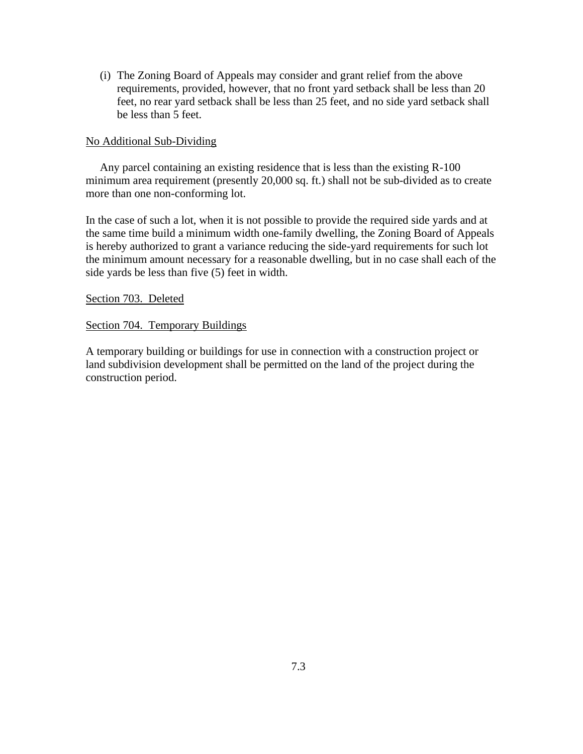(i) The Zoning Board of Appeals may consider and grant relief from the above requirements, provided, however, that no front yard setback shall be less than 20 feet, no rear yard setback shall be less than 25 feet, and no side yard setback shall be less than 5 feet.

<u>No Additional Sub-Dividing</u>

Any parcel containing an existing residence that is less than the existing R-100 minimum area requirement (presently 20,000 sq. ft.) shall not be sub-divided as to create more than one non-conforming lot.

In the case of such a lot, when it is not possible to provide the required side yards and at the same time build a minimum width one-family dwelling, the Zoning Board of Appeals is hereby authorized to grant a variance reducing the side-yard requirements for such lot the minimum amount necessary for a reasonable dwelling, but in no case shall each of the side yards be less than five (5) feet in width.

<u>Section 703. Deleted</u>

<u>Section 704. Temporary Buildings</u>

A temporary building or buildings for use in connection with a construction project or land subdivision development shall be permitted on the land of the project during the construction period.